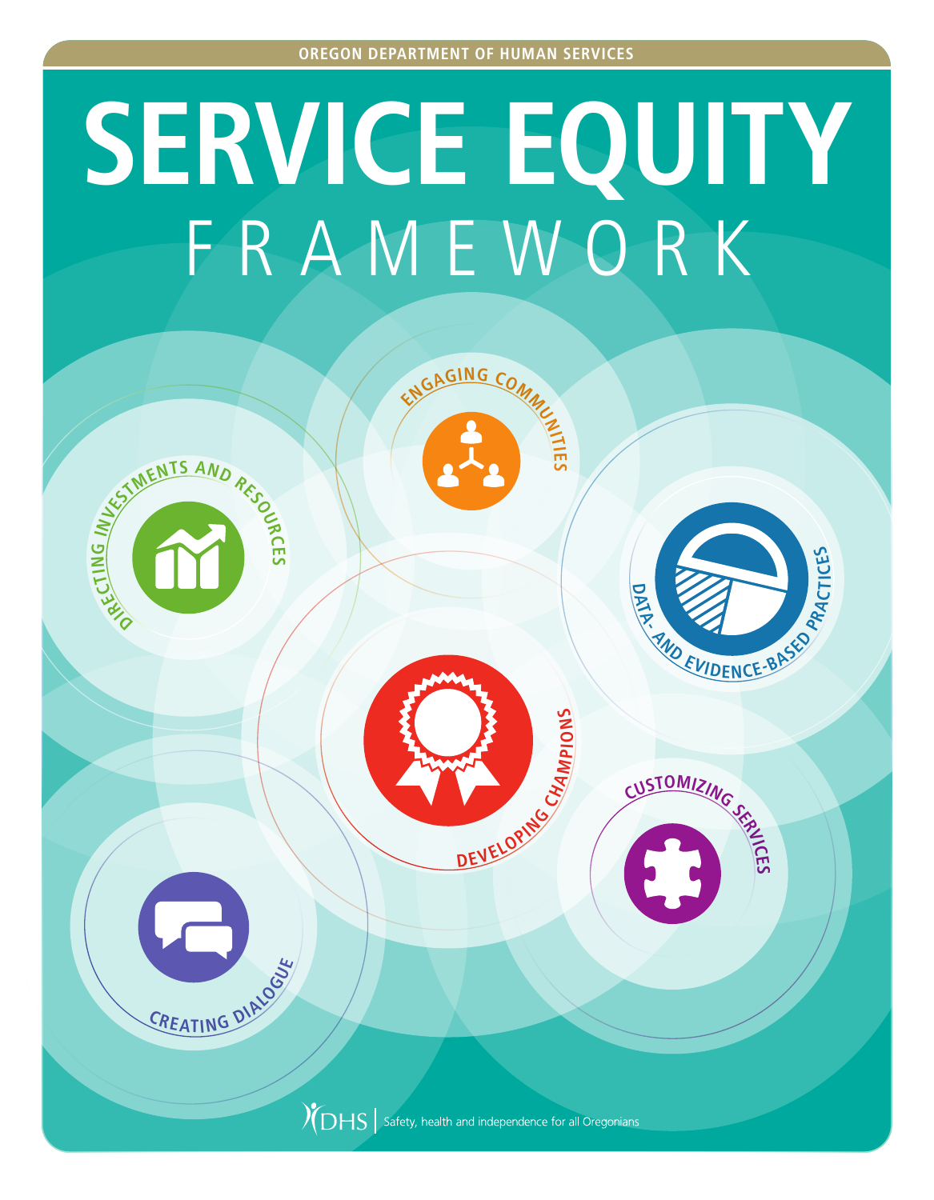OREGON DEPARTMENT OF HUMAN SERVICES

# SERVICE EQUITY FRAMEWORK

ENGAGING COMMUNITIES

DIRECTING INVESTMENTS AND RESOURCES

DATA- AND EVIDENCE-BASED PRACTICES

DEVELOPING CHAMPIONS

CUSTOMIZING SERVICES

CREATING DIALOGUE

DHS | Safety, health and independence for all Oregonians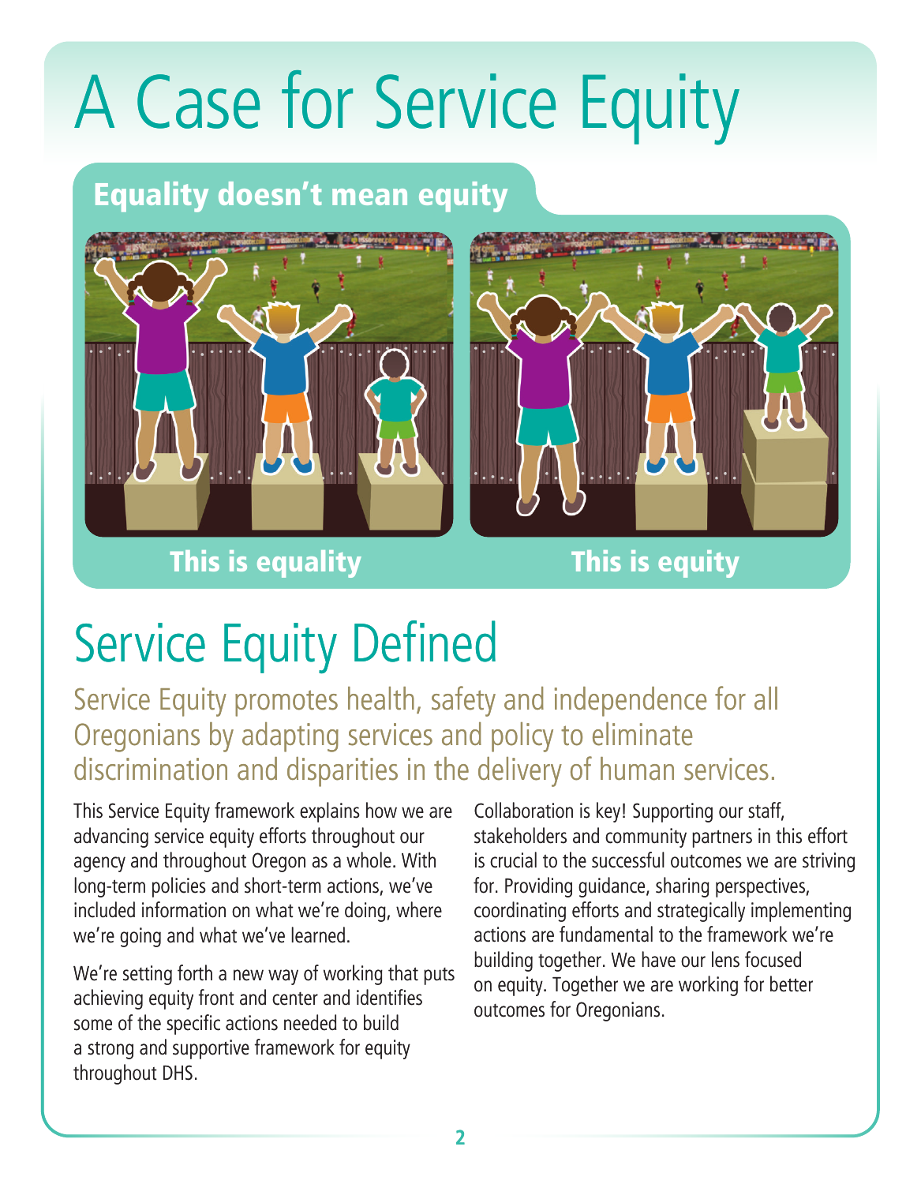# A Case for Service Equity

## Equality doesn't mean equity

**This is equality**

**This is equity**

# Service Equity Defined

Service Equity promotes health, safety and independence for all Oregonians by adapting services and policy to eliminate discrimination and disparities in the delivery of human services.

This Service Equity framework explains how we are advancing service equity efforts throughout our agency and throughout Oregon as a whole. With long-term policies and short-term actions, we've included information on what we're doing, where we're going and what we've learned.

We're setting forth a new way of working that puts achieving equity front and center and identifies some of the specific actions needed to build a strong and supportive framework for equity throughout DHS.

Collaboration is key! Supporting our staff, stakeholders and community partners in this effort is crucial to the successful outcomes we are striving for. Providing guidance, sharing perspectives, coordinating efforts and strategically implementing actions are fundamental to the framework we're building together. We have our lens focused on equity. Together we are working for better outcomes for Oregonians.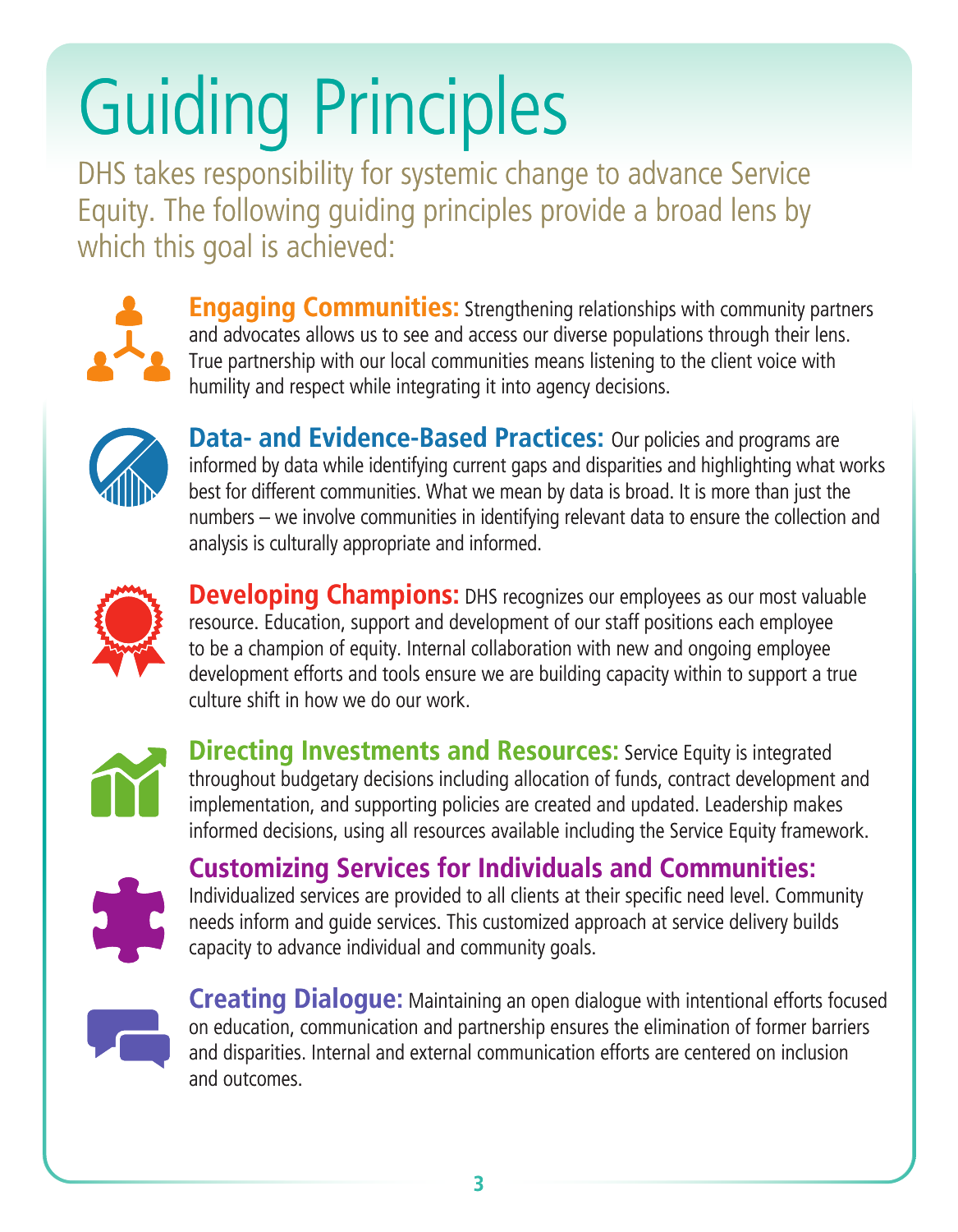# Guiding Principles

DHS takes responsibility for systemic change to advance Service Equity. The following guiding principles provide a broad lens by which this goal is achieved:

**Engaging Communities:** Strengthening relationships with community partners and advocates allows us to see and access our diverse populations through their lens. True partnership with our local communities means listening to the client voice with humility and respect while integrating it into agency decisions.

**Data- and Evidence-Based Practices:** Our policies and programs are informed by data while identifying current gaps and disparities and highlighting what works best for different communities. What we mean by data is broad. It is more than just the numbers – we involve communities in identifying relevant data to ensure the collection and analysis is culturally appropriate and informed.

**Developing Champions:** DHS recognizes our employees as our most valuable resource. Education, support and development of our staff positions each employee to be a champion of equity. Internal collaboration with new and ongoing employee development efforts and tools ensure we are building capacity within to support a true culture shift in how we do our work.

**Directing Investments and Resources:** Service Equity is integrated throughout budgetary decisions including allocation of funds, contract development and implementation, and supporting policies are created and updated. Leadership makes informed decisions, using all resources available including the Service Equity framework.

**Customizing Services for Individuals and Communities:** Individualized services are provided to all clients at their specific need level. Community needs inform and guide services. This customized approach at service delivery builds capacity to advance individual and community goals.

**Creating Dialogue:** Maintaining an open dialogue with intentional efforts focused on education, communication and partnership ensures the elimination of former barriers and disparities. Internal and external communication efforts are centered on inclusion and outcomes.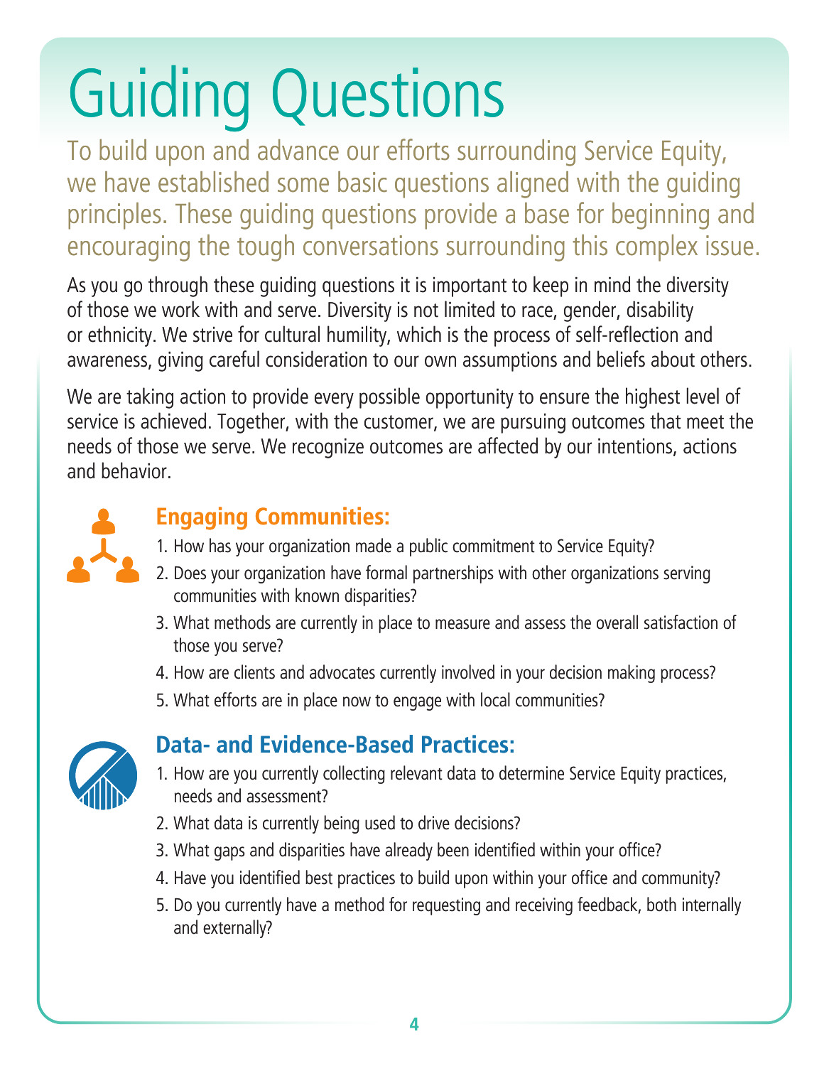# Guiding Questions

To build upon and advance our efforts surrounding Service Equity, we have established some basic questions aligned with the guiding principles. These guiding questions provide a base for beginning and encouraging the tough conversations surrounding this complex issue.

As you go through these guiding questions it is important to keep in mind the diversity of those we work with and serve. Diversity is not limited to race, gender, disability or ethnicity. We strive for cultural humility, which is the process of self-reflection and awareness, giving careful consideration to our own assumptions and beliefs about others.

We are taking action to provide every possible opportunity to ensure the highest level of service is achieved. Together, with the customer, we are pursuing outcomes that meet the needs of those we serve. We recognize outcomes are affected by our intentions, actions and behavior.

## Engaging Communities:

1. How has your organization made a public commitment to Service Equity?
2. Does your organization have formal partnerships with other organizations serving communities with known disparities?
3. What methods are currently in place to measure and assess the overall satisfaction of those you serve?
4. How are clients and advocates currently involved in your decision making process?
5. What efforts are in place now to engage with local communities?

## Data- and Evidence-Based Practices:

1. How are you currently collecting relevant data to determine Service Equity practices, needs and assessment?
2. What data is currently being used to drive decisions?
3. What gaps and disparities have already been identified within your office?
4. Have you identified best practices to build upon within your office and community?
5. Do you currently have a method for requesting and receiving feedback, both internally and externally?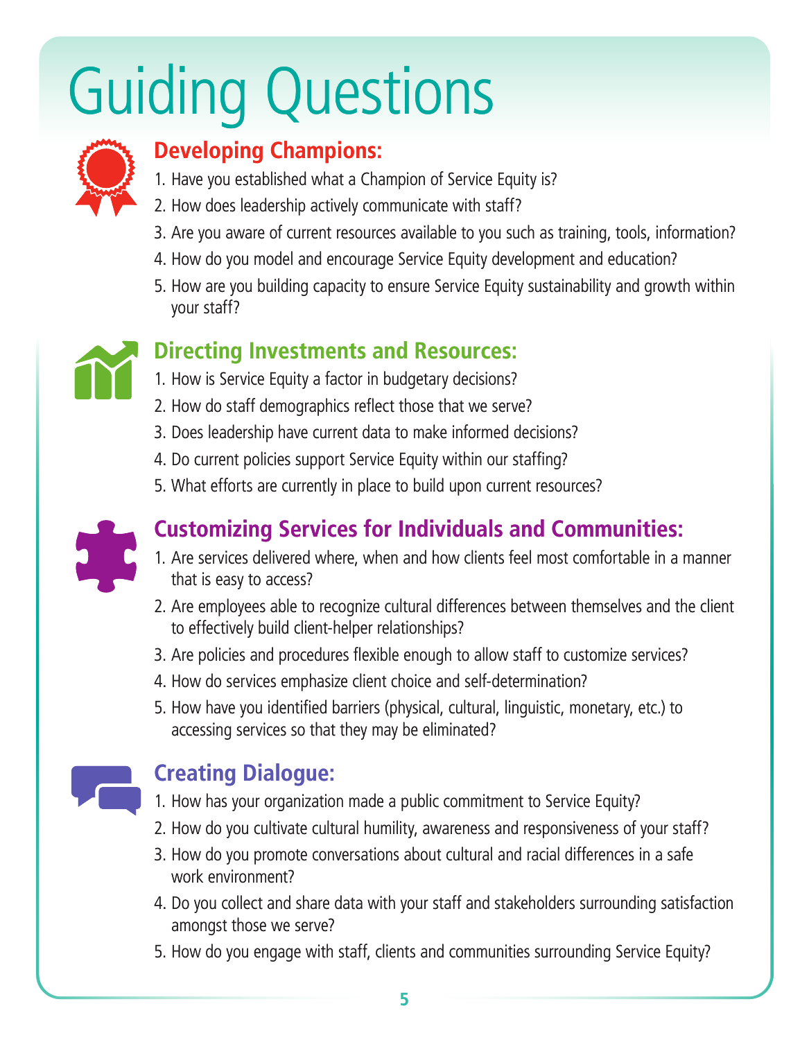# Guiding Questions

## Developing Champions:

1. Have you established what a Champion of Service Equity is?
2. How does leadership actively communicate with staff?
3. Are you aware of current resources available to you such as training, tools, information?
4. How do you model and encourage Service Equity development and education?
5. How are you building capacity to ensure Service Equity sustainability and growth within your staff?

## Directing Investments and Resources:

1. How is Service Equity a factor in budgetary decisions?
2. How do staff demographics reflect those that we serve?
3. Does leadership have current data to make informed decisions?
4. Do current policies support Service Equity within our staffing?
5. What efforts are currently in place to build upon current resources?

## Customizing Services for Individuals and Communities:

1. Are services delivered where, when and how clients feel most comfortable in a manner that is easy to access?
2. Are employees able to recognize cultural differences between themselves and the client to effectively build client-helper relationships?
3. Are policies and procedures flexible enough to allow staff to customize services?
4. How do services emphasize client choice and self-determination?
5. How have you identified barriers (physical, cultural, linguistic, monetary, etc.) to accessing services so that they may be eliminated?

## Creating Dialogue:

1. How has your organization made a public commitment to Service Equity?
2. How do you cultivate cultural humility, awareness and responsiveness of your staff?
3. How do you promote conversations about cultural and racial differences in a safe work environment?
4. Do you collect and share data with your staff and stakeholders surrounding satisfaction amongst those we serve?
5. How do you engage with staff, clients and communities surrounding Service Equity?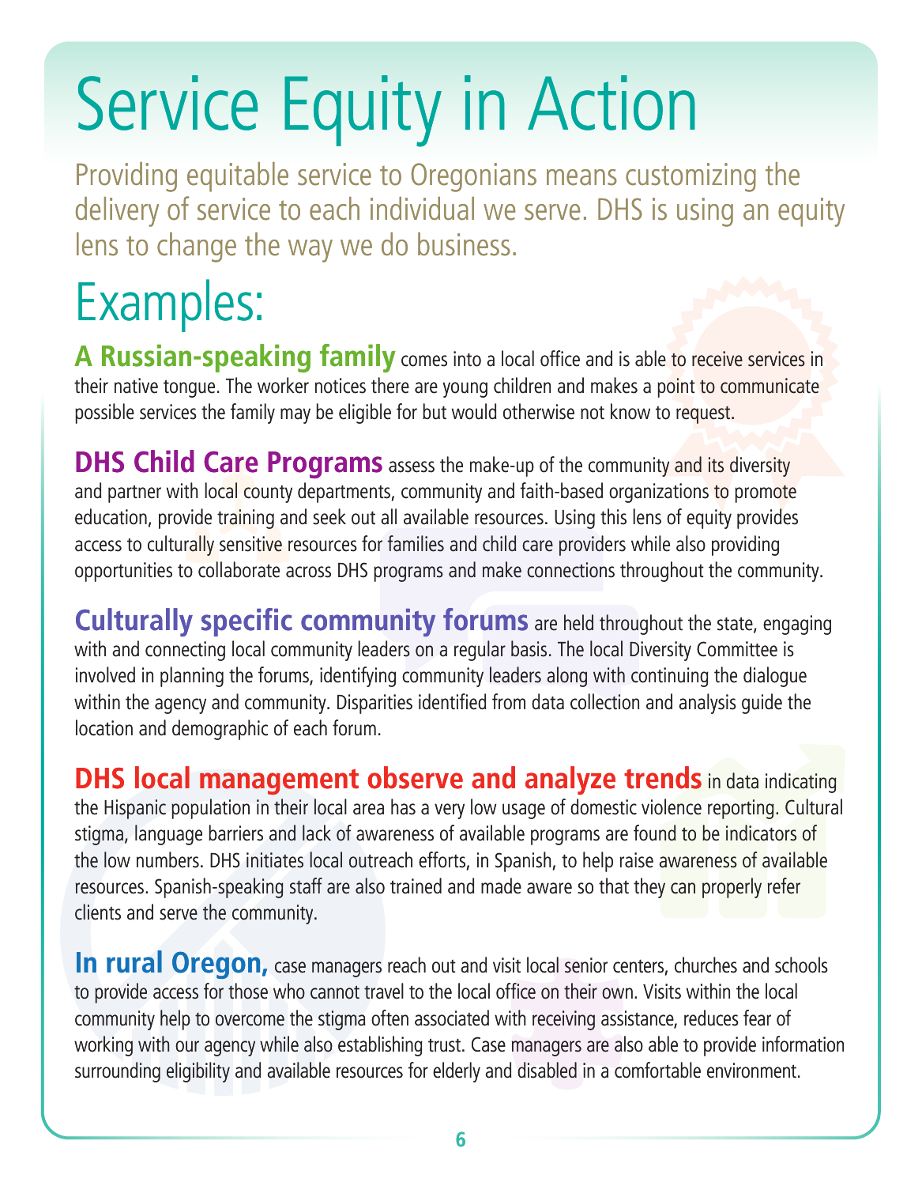# Service Equity in Action

Providing equitable service to Oregonians means customizing the delivery of service to each individual we serve. DHS is using an equity lens to change the way we do business.

## Examples:

**A Russian-speaking family** comes into a local office and is able to receive services in their native tongue. The worker notices there are young children and makes a point to communicate possible services the family may be eligible for but would otherwise not know to request.

**DHS Child Care Programs** assess the make-up of the community and its diversity and partner with local county departments, community and faith-based organizations to promote education, provide training and seek out all available resources. Using this lens of equity provides access to culturally sensitive resources for families and child care providers while also providing opportunities to collaborate across DHS programs and make connections throughout the community.

**Culturally specific community forums** are held throughout the state, engaging with and connecting local community leaders on a regular basis. The local Diversity Committee is involved in planning the forums, identifying community leaders along with continuing the dialogue within the agency and community. Disparities identified from data collection and analysis guide the location and demographic of each forum.

**DHS local management observe and analyze trends** in data indicating the Hispanic population in their local area has a very low usage of domestic violence reporting. Cultural stigma, language barriers and lack of awareness of available programs are found to be indicators of the low numbers. DHS initiates local outreach efforts, in Spanish, to help raise awareness of available resources. Spanish-speaking staff are also trained and made aware so that they can properly refer clients and serve the community.

**In rural Oregon,** case managers reach out and visit local senior centers, churches and schools to provide access for those who cannot travel to the local office on their own. Visits within the local community help to overcome the stigma often associated with receiving assistance, reduces fear of working with our agency while also establishing trust. Case managers are also able to provide information surrounding eligibility and available resources for elderly and disabled in a comfortable environment.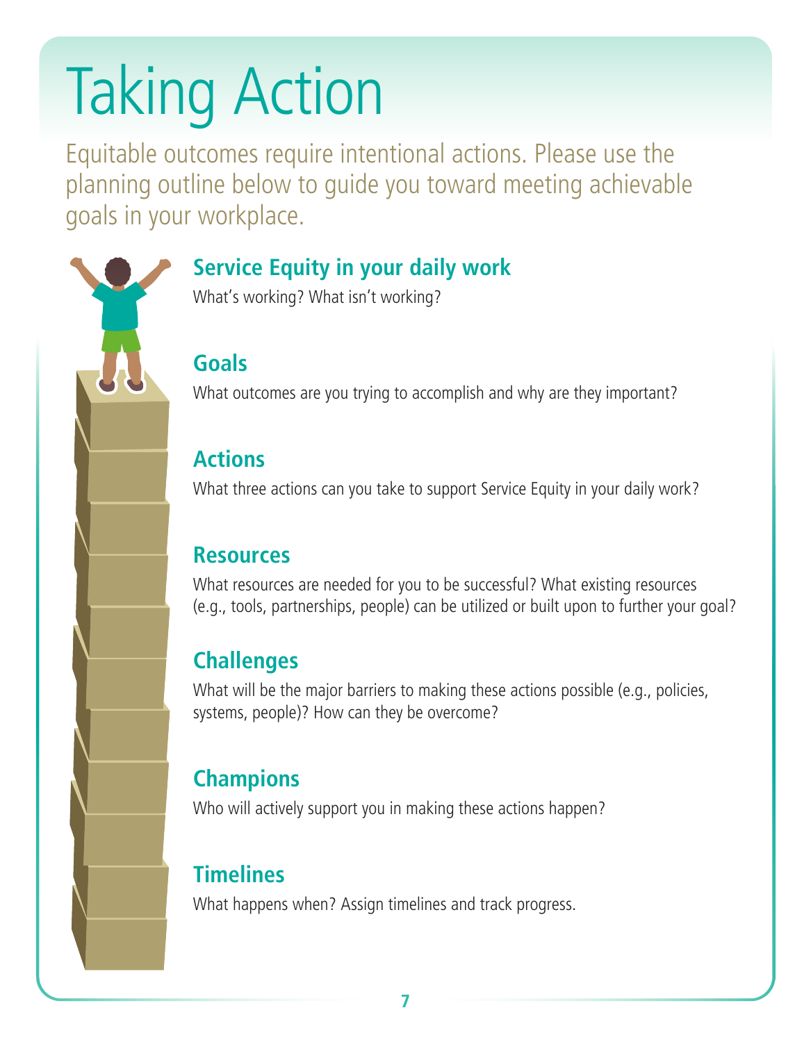# Taking Action

Equitable outcomes require intentional actions. Please use the planning outline below to guide you toward meeting achievable goals in your workplace.

## Service Equity in your daily work

What's working? What isn't working?

## Goals

What outcomes are you trying to accomplish and why are they important?

## Actions

What three actions can you take to support Service Equity in your daily work?

## Resources

What resources are needed for you to be successful? What existing resources (e.g., tools, partnerships, people) can be utilized or built upon to further your goal?

## Challenges

What will be the major barriers to making these actions possible (e.g., policies, systems, people)? How can they be overcome?

## Champions

Who will actively support you in making these actions happen?

## Timelines

What happens when? Assign timelines and track progress.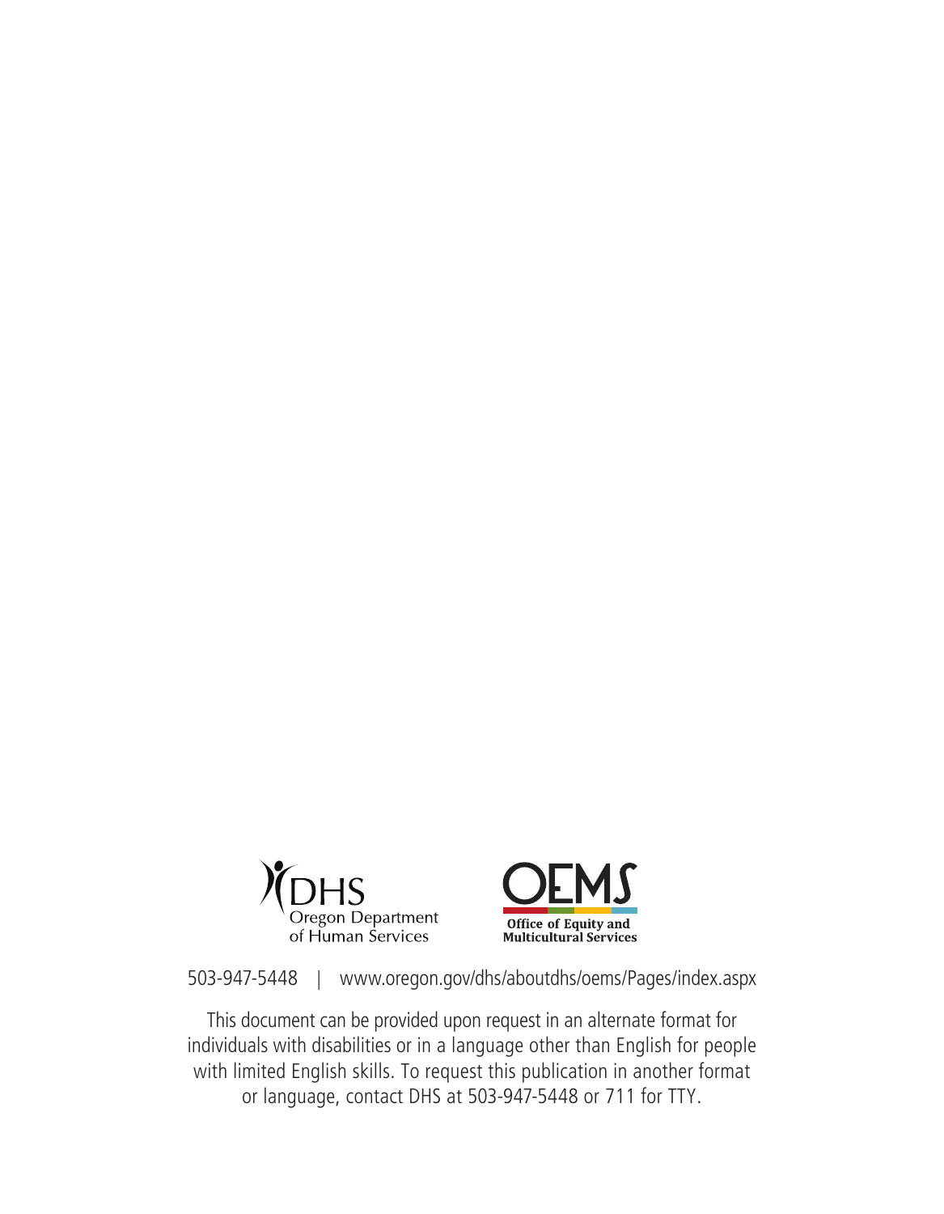DHS
Oregon Department
of Human Services

OEMS
Office of Equity and
Multicultural Services

503-947-5448 | www.oregon.gov/dhs/aboutdhs/oems/Pages/index.aspx

This document can be provided upon request in an alternate format for individuals with disabilities or in a language other than English for people with limited English skills. To request this publication in another format or language, contact DHS at 503-947-5448 or 711 for TTY.